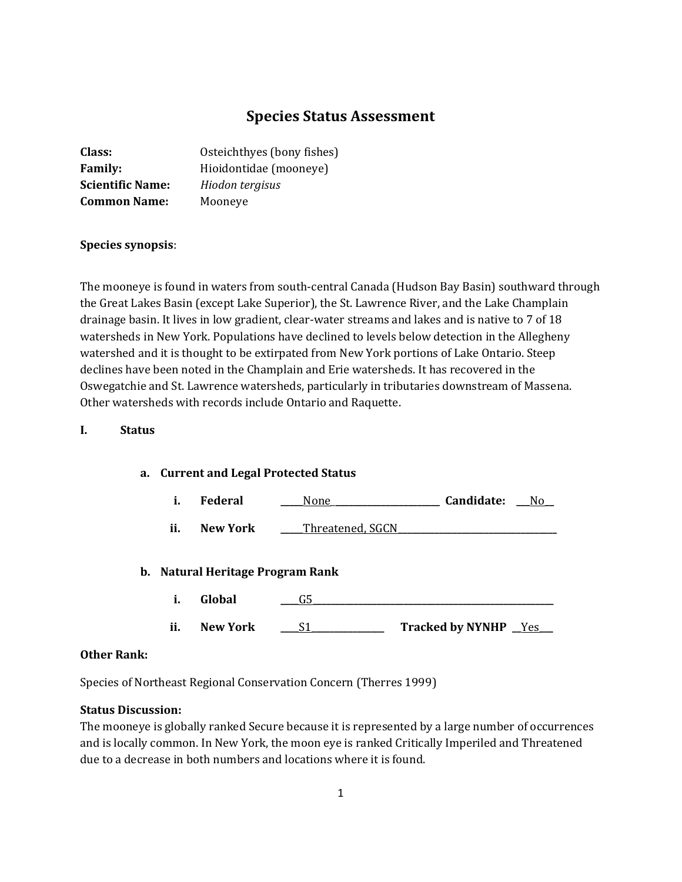# Species Status Assessment

**Class:** Osteichthyes (bony fishes)
**Family:** Hioidontidae (mooneye)
**Scientific Name:** *Hiodon tergisus*
**Common Name:** Mooneye

**Species synopsis**:

The mooneye is found in waters from south-central Canada (Hudson Bay Basin) southward through the Great Lakes Basin (except Lake Superior), the St. Lawrence River, and the Lake Champlain drainage basin. It lives in low gradient, clear-water streams and lakes and is native to 7 of 18 watersheds in New York. Populations have declined to levels below detection in the Allegheny watershed and it is thought to be extirpated from New York portions of Lake Ontario. Steep declines have been noted in the Champlain and Erie watersheds. It has recovered in the Oswegatchie and St. Lawrence watersheds, particularly in tributaries downstream of Massena. Other watersheds with records include Ontario and Raquette.

## I. Status

### a. Current and Legal Protected Status

i. **Federal** ____None____ **Candidate:** ___No__

ii. **New York** ____Threatened, SGCN____

### b. Natural Heritage Program Rank

i. **Global** ____G5____

ii. **New York** ____S1____ **Tracked by NYNHP** __Yes___

**Other Rank:**

Species of Northeast Regional Conservation Concern (Therres 1999)

**Status Discussion:**

The mooneye is globally ranked Secure because it is represented by a large number of occurrences and is locally common. In New York, the moon eye is ranked Critically Imperiled and Threatened due to a decrease in both numbers and locations where it is found.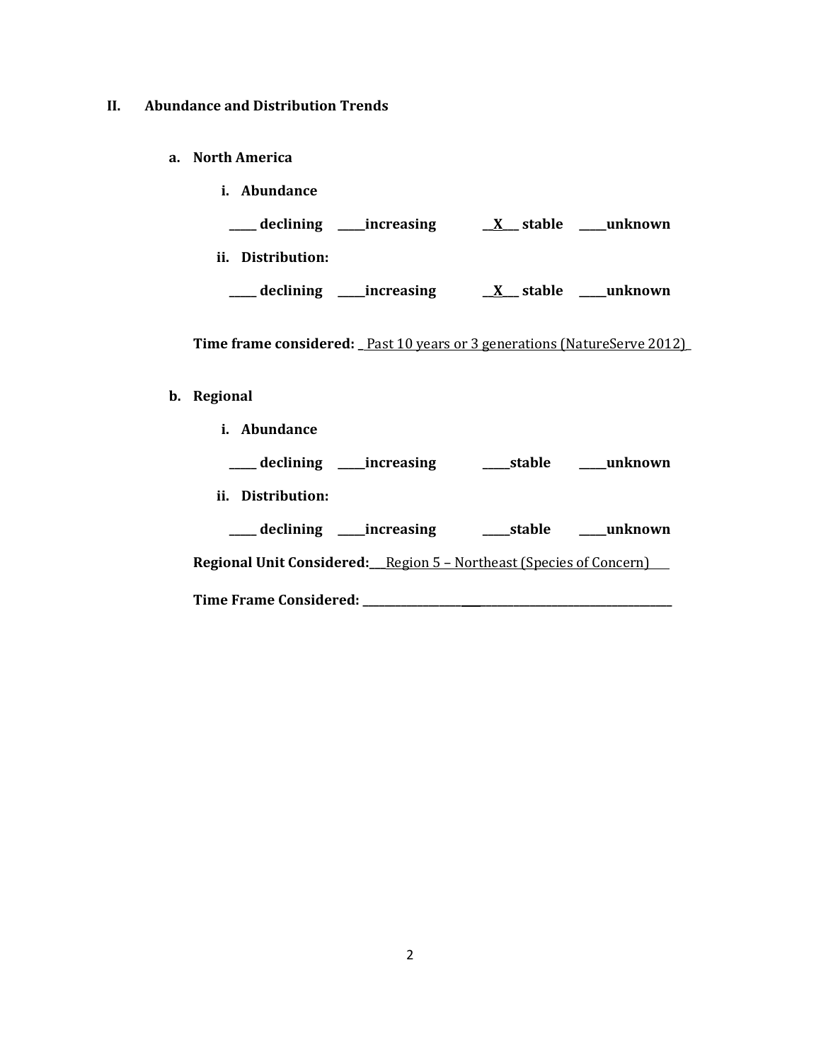## II. Abundance and Distribution Trends

### a. North America

**i. Abundance**

**_____ declining _____increasing __X___ stable _____unknown**

**ii. Distribution:**

**_____ declining _____increasing __X___ stable _____unknown**

**Time frame considered:** _Past 10 years or 3 generations (NatureServe 2012)_

### b. Regional

**i. Abundance**

**_____ declining _____increasing _____stable _____unknown**

**ii. Distribution:**

**_____ declining _____increasing _____stable _____unknown**

**Regional Unit Considered:**___Region 5 – Northeast (Species of Concern)___

**Time Frame Considered:** ________________________________________________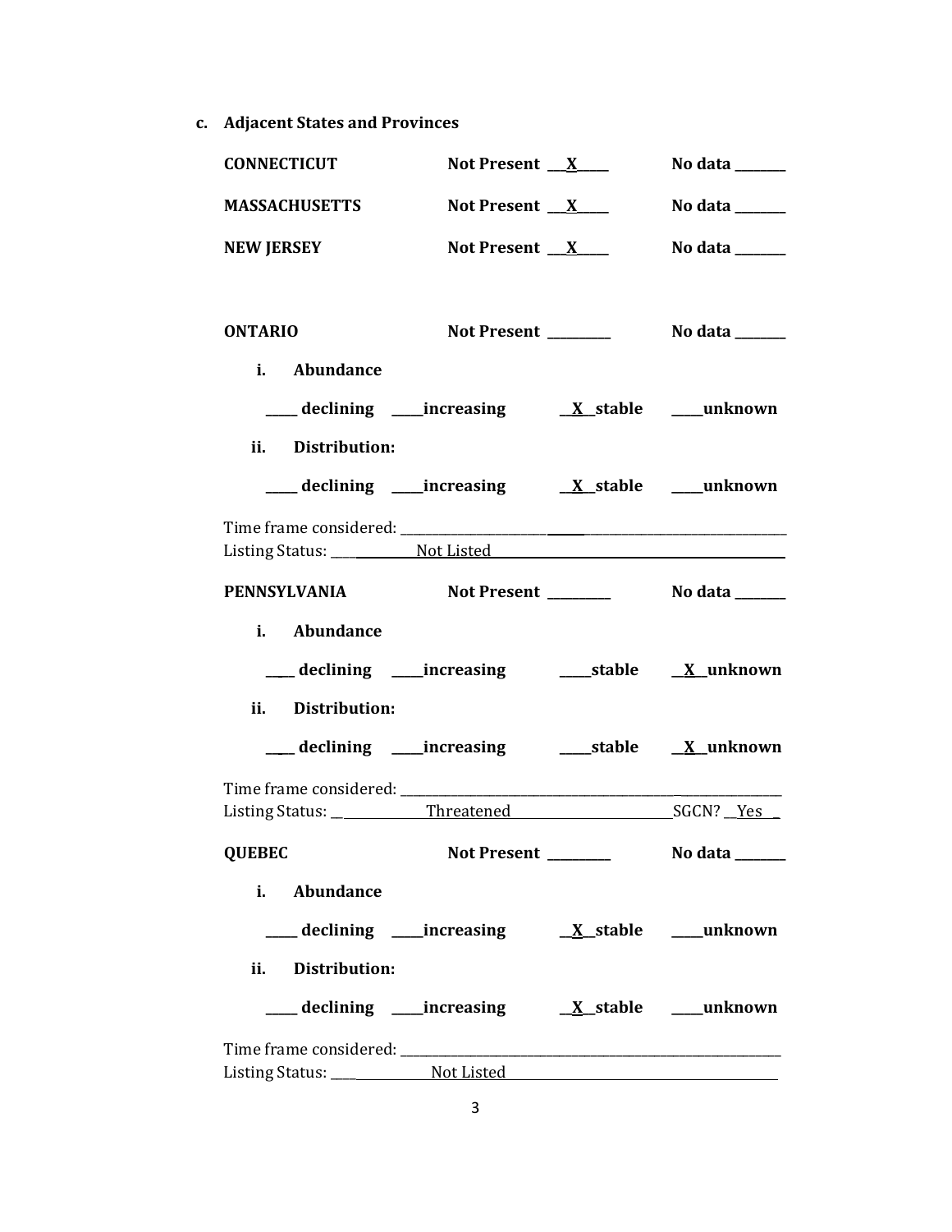**c. Adjacent States and Provinces**

**CONNECTICUT** **Not Present \_\_X\_\_** **No data \_\_\_\_\_\_**

**MASSACHUSETTS** **Not Present \_\_X\_\_** **No data \_\_\_\_\_\_**

**NEW JERSEY** **Not Present \_\_X\_\_** **No data \_\_\_\_\_\_**

**ONTARIO** **Not Present \_\_\_\_\_\_** **No data \_\_\_\_\_\_**

**i. Abundance**

**\_\_\_\_ declining \_\_\_\_increasing \_\_X\_\_stable \_\_\_\_unknown**

**ii. Distribution:**

**\_\_\_\_ declining \_\_\_\_increasing \_\_X\_\_stable \_\_\_\_unknown**

Time frame considered: \_\_\_\_\_\_\_\_\_\_\_\_\_\_\_\_\_\_\_\_\_\_\_\_\_\_\_\_\_\_\_\_\_\_\_\_\_\_\_\_\_\_\_\_

Listing Status: Not Listed

**PENNSYLVANIA** **Not Present \_\_\_\_\_\_** **No data \_\_\_\_\_\_**

**i. Abundance**

**\_\_\_\_ declining \_\_\_\_increasing \_\_\_\_stable \_\_X\_\_unknown**

**ii. Distribution:**

**\_\_\_\_ declining \_\_\_\_increasing \_\_\_\_stable \_\_X\_\_unknown**

Time frame considered: \_\_\_\_\_\_\_\_\_\_\_\_\_\_\_\_\_\_\_\_\_\_\_\_\_\_\_\_\_\_\_\_\_\_\_\_\_\_\_\_\_\_\_\_

Listing Status: Threatened SGCN? Yes

**QUEBEC** **Not Present \_\_\_\_\_\_** **No data \_\_\_\_\_\_**

**i. Abundance**

**\_\_\_\_ declining \_\_\_\_increasing \_\_X\_\_stable \_\_\_\_unknown**

**ii. Distribution:**

**\_\_\_\_ declining \_\_\_\_increasing \_\_X\_\_stable \_\_\_\_unknown**

Time frame considered: \_\_\_\_\_\_\_\_\_\_\_\_\_\_\_\_\_\_\_\_\_\_\_\_\_\_\_\_\_\_\_\_\_\_\_\_\_\_\_\_\_\_\_\_

Listing Status: Not Listed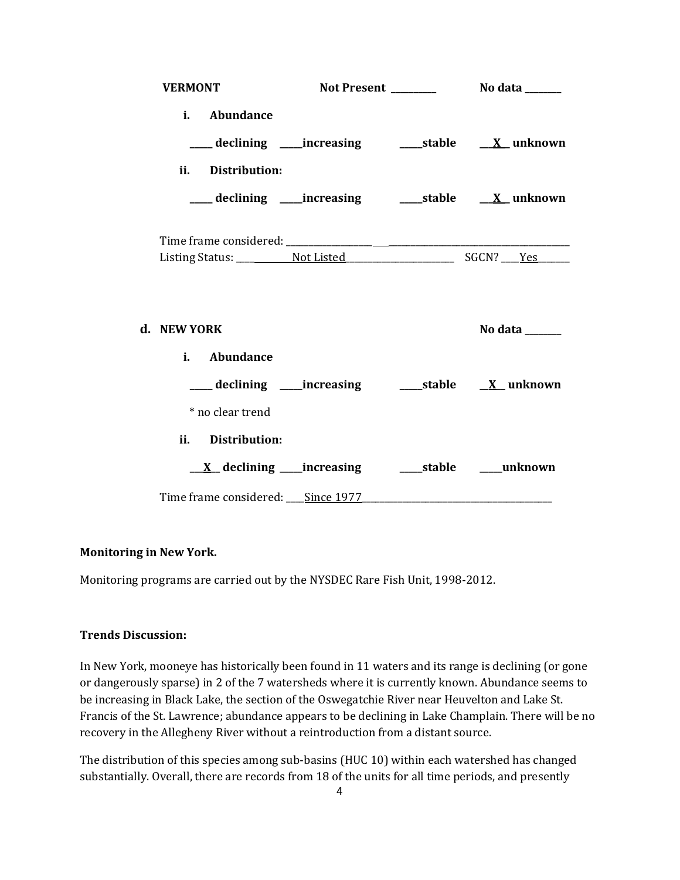**VERMONT** **Not Present \_\_\_\_\_\_\_\_\_\_** **No data \_\_\_\_\_\_\_\_**

**i. Abundance**

**\_\_\_\_\_ declining \_\_\_\_\_increasing \_\_\_\_\_stable \_\_X\_\_ unknown**

**ii. Distribution:**

**\_\_\_\_\_ declining \_\_\_\_\_increasing \_\_\_\_\_stable \_\_X\_\_ unknown**

Time frame considered: \_\_\_\_\_\_\_\_\_\_\_\_\_\_\_\_\_\_\_\_\_\_\_\_\_\_\_\_\_\_\_\_\_\_\_\_\_\_\_\_\_\_\_\_\_\_\_\_\_\_\_\_\_\_\_\_\_\_\_\_\_\_

Listing Status: \_\_\_\_\_\_\_\_\_\_\_\_Not Listed\_\_\_\_\_\_\_\_\_\_\_\_\_\_\_\_\_\_\_\_\_\_\_\_ SGCN? \_\_\_\_Yes\_\_\_\_\_\_\_

**d. NEW YORK** **No data \_\_\_\_\_\_\_\_**

**i. Abundance**

**\_\_\_\_\_ declining \_\_\_\_\_increasing \_\_\_\_\_stable \_\_X\_\_ unknown**

\* no clear trend

**ii. Distribution:**

**\_\_X\_\_ declining \_\_\_\_\_increasing \_\_\_\_\_stable \_\_\_\_\_unknown**

Time frame considered: \_\_\_\_Since 1977\_\_\_\_\_\_\_\_\_\_\_\_\_\_\_\_\_\_\_\_\_\_\_\_\_\_\_\_\_\_\_\_\_\_\_\_\_\_\_\_\_\_\_\_

**Monitoring in New York.**

Monitoring programs are carried out by the NYSDEC Rare Fish Unit, 1998-2012.

**Trends Discussion:**

In New York, mooneye has historically been found in 11 waters and its range is declining (or gone or dangerously sparse) in 2 of the 7 watersheds where it is currently known. Abundance seems to be increasing in Black Lake, the section of the Oswegatchie River near Heuvelton and Lake St. Francis of the St. Lawrence; abundance appears to be declining in Lake Champlain. There will be no recovery in the Allegheny River without a reintroduction from a distant source.

The distribution of this species among sub-basins (HUC 10) within each watershed has changed substantially. Overall, there are records from 18 of the units for all time periods, and presently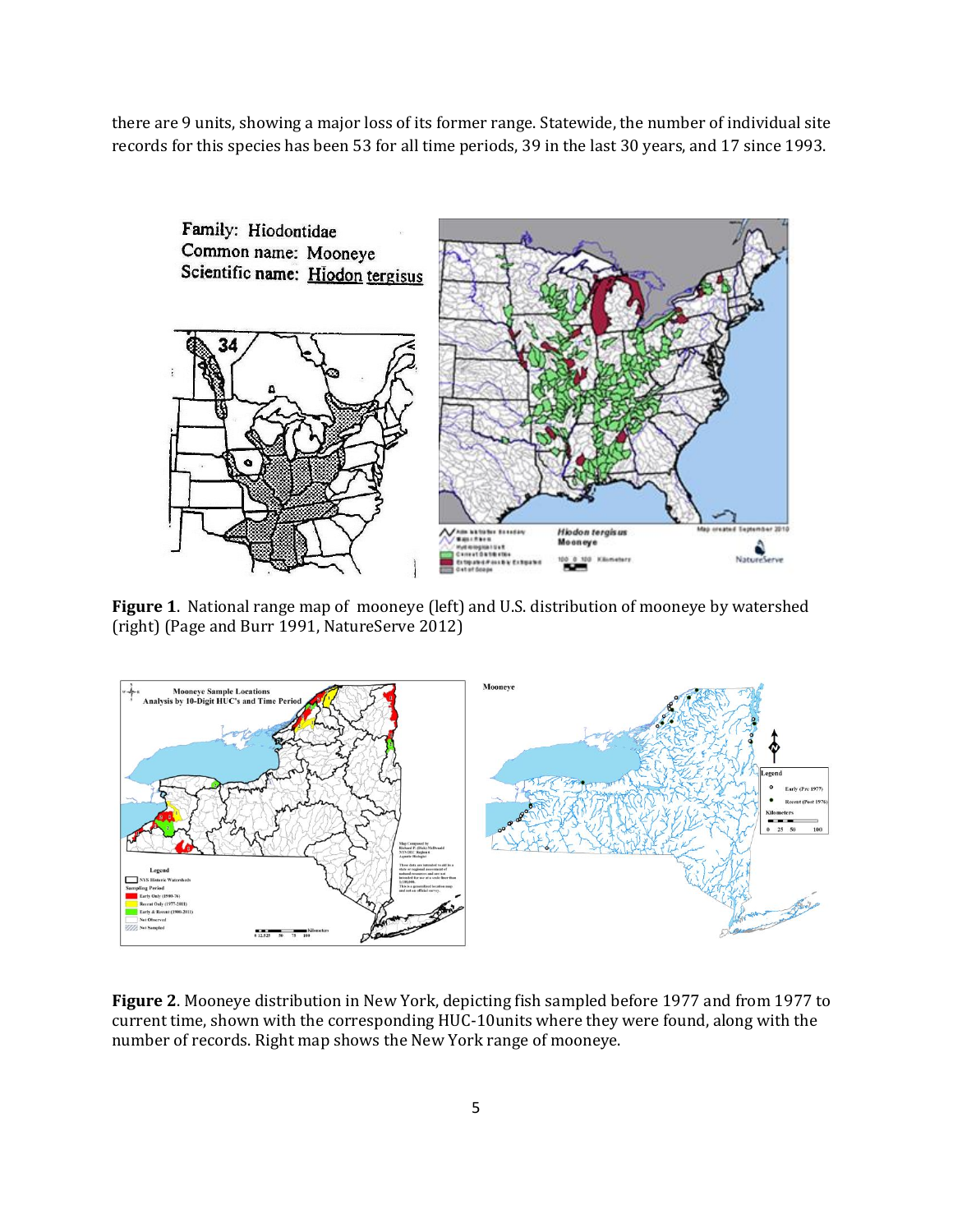there are 9 units, showing a major loss of its former range. Statewide, the number of individual site records for this species has been 53 for all time periods, 39 in the last 30 years, and 17 since 1993.

**Figure 1**. National range map of mooneye (left) and U.S. distribution of mooneye by watershed (right) (Page and Burr 1991, NatureServe 2012)

**Figure 2**. Mooneye distribution in New York, depicting fish sampled before 1977 and from 1977 to current time, shown with the corresponding HUC-10units where they were found, along with the number of records. Right map shows the New York range of mooneye.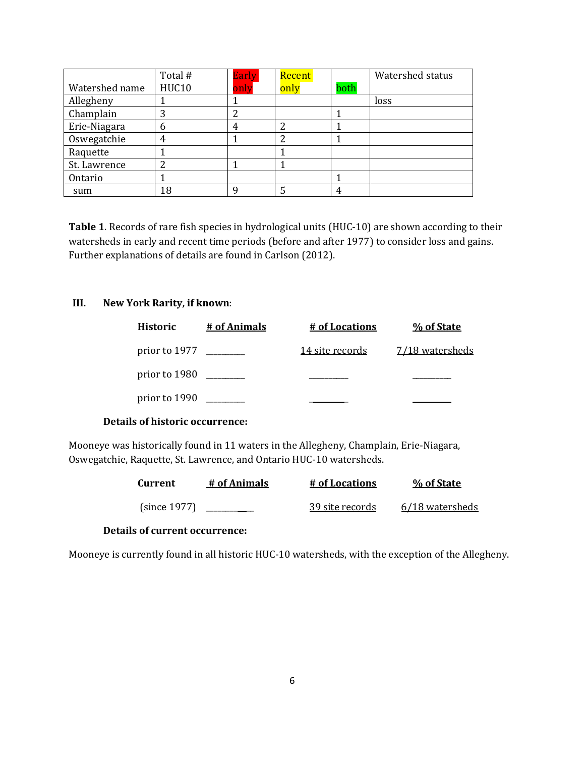| Watershed name | Total # HUC10 | Early only | Recent only | both | Watershed status |
|---|---|---|---|---|---|
| Allegheny | 1 | 1 | | | loss |
| Champlain | 3 | 2 | | 1 | |
| Erie-Niagara | 6 | 4 | 2 | 1 | |
| Oswegatchie | 4 | 1 | 2 | 1 | |
| Raquette | 1 | | 1 | | |
| St. Lawrence | 2 | 1 | 1 | | |
| Ontario | 1 | | | 1 | |
| sum | 18 | 9 | 5 | 4 | |

**Table 1**. Records of rare fish species in hydrological units (HUC-10) are shown according to their watersheds in early and recent time periods (before and after 1977) to consider loss and gains. Further explanations of details are found in Carlson (2012).

### III. New York Rarity, if known:

| Historic | # of Animals | # of Locations | % of State |
|---|---|---|---|
| prior to 1977 | _________ | 14 site records | 7/18 watersheds |
| prior to 1980 | _________ | _________ | _________ |
| prior to 1990 | _________ | _________ | _________ |

**Details of historic occurrence:**

Mooneye was historically found in 11 waters in the Allegheny, Champlain, Erie-Niagara, Oswegatchie, Raquette, St. Lawrence, and Ontario HUC-10 watersheds.

| Current | # of Animals | # of Locations | % of State |
|---|---|---|---|
| (since 1977) | ___________ | 39 site records | 6/18 watersheds |

**Details of current occurrence:**

Mooneye is currently found in all historic HUC-10 watersheds, with the exception of the Allegheny.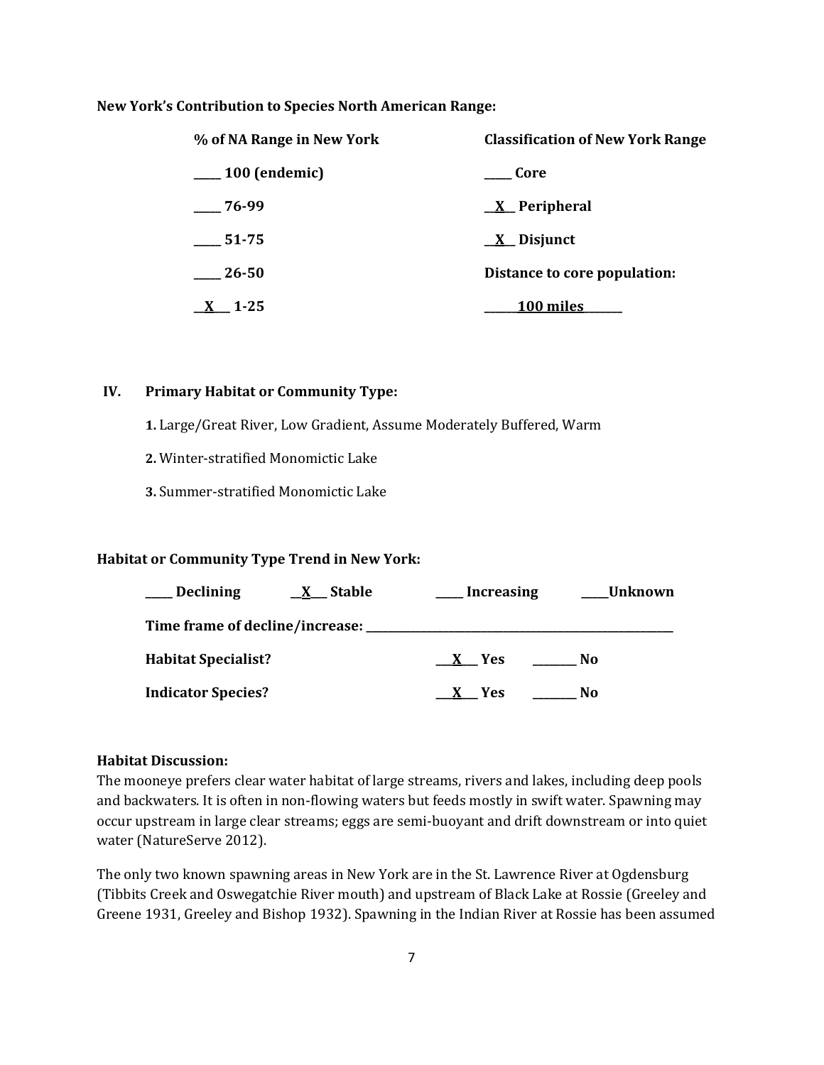**New York's Contribution to Species North American Range:**

| % of NA Range in New York | Classification of New York Range |
|---|---|
| ____ 100 (endemic) | ____ Core |
| ____ 76-99 | __X__ Peripheral |
| ____ 51-75 | __X__ Disjunct |
| ____ 26-50 | **Distance to core population:** |
| __X__ 1-25 | ____100 miles____ |

## IV. Primary Habitat or Community Type:

1. Large/Great River, Low Gradient, Assume Moderately Buffered, Warm
2. Winter-stratified Monomictic Lake
3. Summer-stratified Monomictic Lake

**Habitat or Community Type Trend in New York:**

____ Declining __X__ Stable ____ Increasing ____Unknown

**Time frame of decline/increase:** ____________________

**Habitat Specialist?** __X__ Yes ______ No

**Indicator Species?** __X__ Yes ______ No

**Habitat Discussion:**

The mooneye prefers clear water habitat of large streams, rivers and lakes, including deep pools and backwaters. It is often in non-flowing waters but feeds mostly in swift water. Spawning may occur upstream in large clear streams; eggs are semi-buoyant and drift downstream or into quiet water (NatureServe 2012).

The only two known spawning areas in New York are in the St. Lawrence River at Ogdensburg (Tibbits Creek and Oswegatchie River mouth) and upstream of Black Lake at Rossie (Greeley and Greene 1931, Greeley and Bishop 1932). Spawning in the Indian River at Rossie has been assumed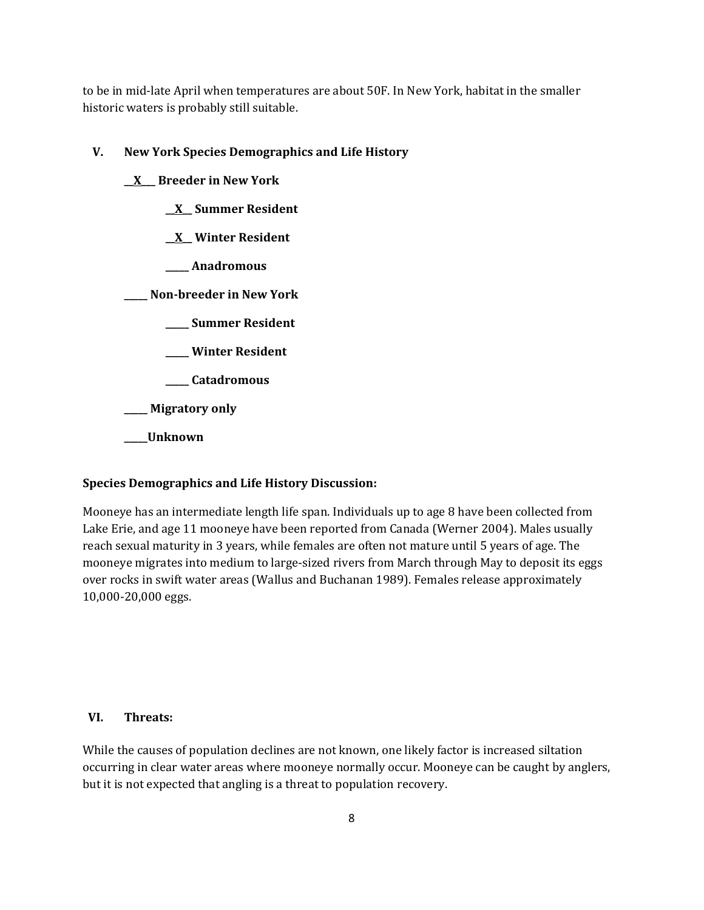to be in mid-late April when temperatures are about 50F. In New York, habitat in the smaller historic waters is probably still suitable.

## V. New York Species Demographics and Life History

**\_\_X\_\_\_ Breeder in New York**

- **\_\_X\_\_ Summer Resident**
- **\_\_X\_\_ Winter Resident**
- **\_\_\_\_\_ Anadromous**

**\_\_\_\_\_ Non-breeder in New York**

- **\_\_\_\_\_ Summer Resident**
- **\_\_\_\_\_ Winter Resident**
- **\_\_\_\_\_ Catadromous**

**\_\_\_\_\_ Migratory only**

**\_\_\_\_\_Unknown**

**Species Demographics and Life History Discussion:**

Mooneye has an intermediate length life span. Individuals up to age 8 have been collected from Lake Erie, and age 11 mooneye have been reported from Canada (Werner 2004). Males usually reach sexual maturity in 3 years, while females are often not mature until 5 years of age. The mooneye migrates into medium to large-sized rivers from March through May to deposit its eggs over rocks in swift water areas (Wallus and Buchanan 1989). Females release approximately 10,000-20,000 eggs.

## VI. Threats:

While the causes of population declines are not known, one likely factor is increased siltation occurring in clear water areas where mooneye normally occur. Mooneye can be caught by anglers, but it is not expected that angling is a threat to population recovery.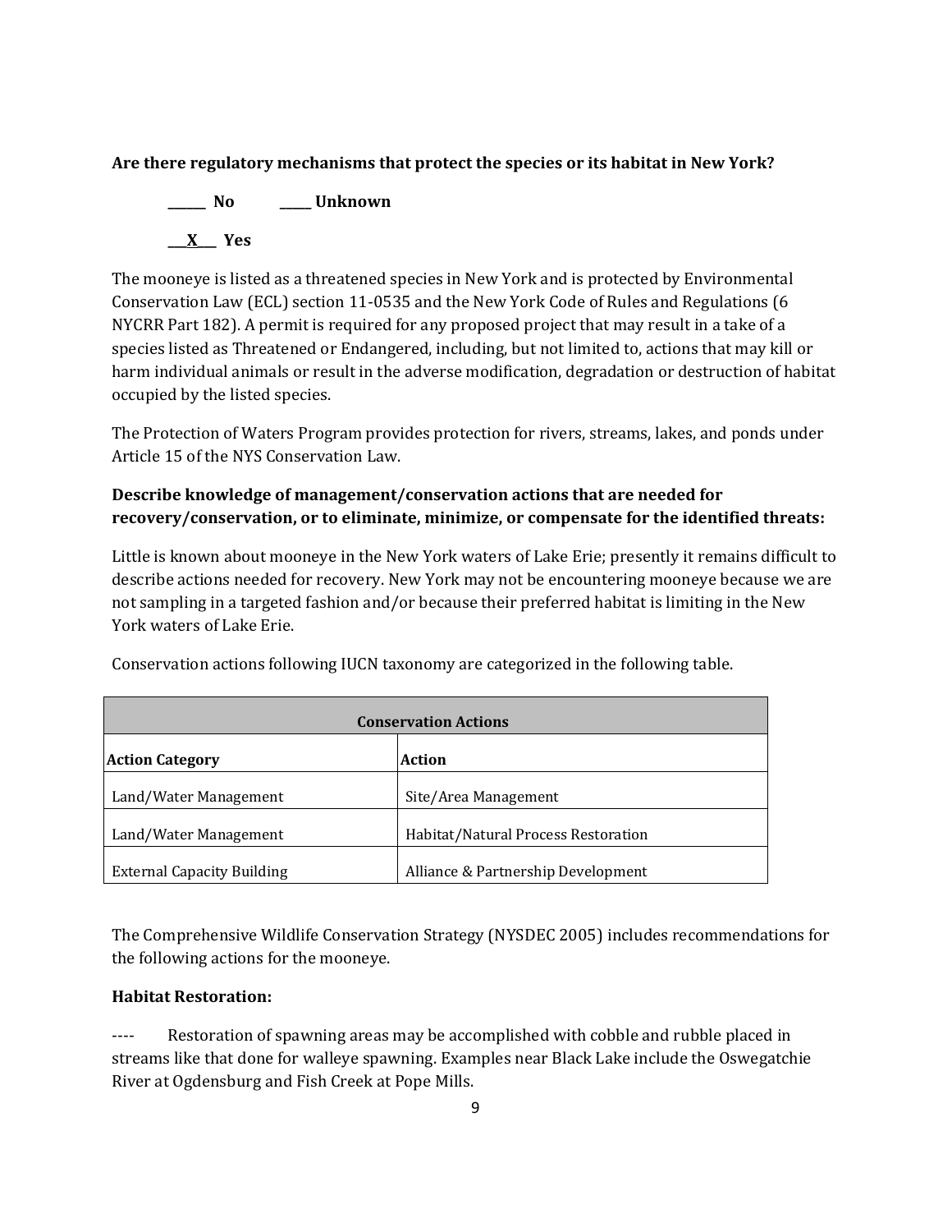**Are there regulatory mechanisms that protect the species or its habitat in New York?**

**______ No** **_____ Unknown**

**___X___ Yes**

The mooneye is listed as a threatened species in New York and is protected by Environmental Conservation Law (ECL) section 11-0535 and the New York Code of Rules and Regulations (6 NYCRR Part 182). A permit is required for any proposed project that may result in a take of a species listed as Threatened or Endangered, including, but not limited to, actions that may kill or harm individual animals or result in the adverse modification, degradation or destruction of habitat occupied by the listed species.

The Protection of Waters Program provides protection for rivers, streams, lakes, and ponds under Article 15 of the NYS Conservation Law.

**Describe knowledge of management/conservation actions that are needed for recovery/conservation, or to eliminate, minimize, or compensate for the identified threats:**

Little is known about mooneye in the New York waters of Lake Erie; presently it remains difficult to describe actions needed for recovery. New York may not be encountering mooneye because we are not sampling in a targeted fashion and/or because their preferred habitat is limiting in the New York waters of Lake Erie.

Conservation actions following IUCN taxonomy are categorized in the following table.

| **Conservation Actions** | |
|---|---|
| **Action Category** | **Action** |
| Land/Water Management | Site/Area Management |
| Land/Water Management | Habitat/Natural Process Restoration |
| External Capacity Building | Alliance & Partnership Development |

The Comprehensive Wildlife Conservation Strategy (NYSDEC 2005) includes recommendations for the following actions for the mooneye.

**Habitat Restoration:**

---- Restoration of spawning areas may be accomplished with cobble and rubble placed in streams like that done for walleye spawning. Examples near Black Lake include the Oswegatchie River at Ogdensburg and Fish Creek at Pope Mills.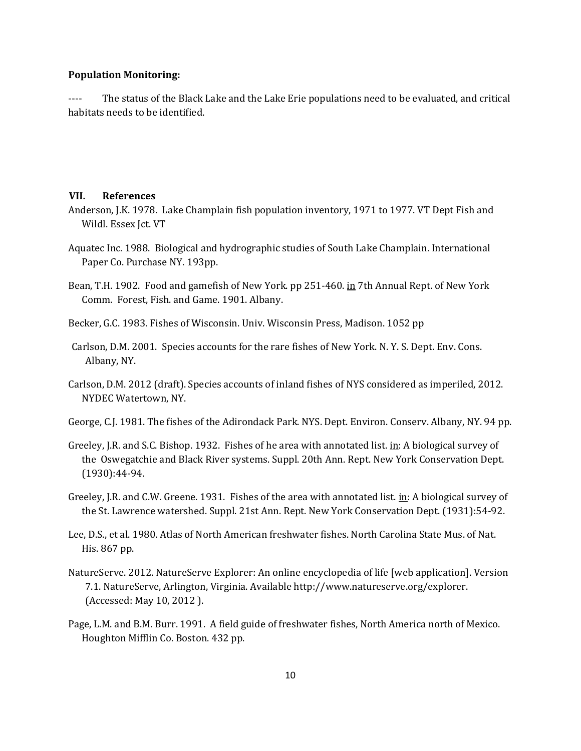**Population Monitoring:**

---- The status of the Black Lake and the Lake Erie populations need to be evaluated, and critical habitats needs to be identified.

## VII. References

Anderson, J.K. 1978. Lake Champlain fish population inventory, 1971 to 1977. VT Dept Fish and Wildl. Essex Jct. VT

Aquatec Inc. 1988. Biological and hydrographic studies of South Lake Champlain. International Paper Co. Purchase NY. 193pp.

Bean, T.H. 1902. Food and gamefish of New York. pp 251-460. in 7th Annual Rept. of New York Comm. Forest, Fish. and Game. 1901. Albany.

Becker, G.C. 1983. Fishes of Wisconsin. Univ. Wisconsin Press, Madison. 1052 pp

Carlson, D.M. 2001. Species accounts for the rare fishes of New York. N. Y. S. Dept. Env. Cons. Albany, NY.

Carlson, D.M. 2012 (draft). Species accounts of inland fishes of NYS considered as imperiled, 2012. NYDEC Watertown, NY.

George, C.J. 1981. The fishes of the Adirondack Park. NYS. Dept. Environ. Conserv. Albany, NY. 94 pp.

Greeley, J.R. and S.C. Bishop. 1932. Fishes of he area with annotated list. in: A biological survey of the Oswegatchie and Black River systems. Suppl. 20th Ann. Rept. New York Conservation Dept. (1930):44-94.

Greeley, J.R. and C.W. Greene. 1931. Fishes of the area with annotated list. in: A biological survey of the St. Lawrence watershed. Suppl. 21st Ann. Rept. New York Conservation Dept. (1931):54-92.

Lee, D.S., et al. 1980. Atlas of North American freshwater fishes. North Carolina State Mus. of Nat. His. 867 pp.

NatureServe. 2012. NatureServe Explorer: An online encyclopedia of life [web application]. Version 7.1. NatureServe, Arlington, Virginia. Available http://www.natureserve.org/explorer. (Accessed: May 10, 2012 ).

Page, L.M. and B.M. Burr. 1991. A field guide of freshwater fishes, North America north of Mexico. Houghton Mifflin Co. Boston. 432 pp.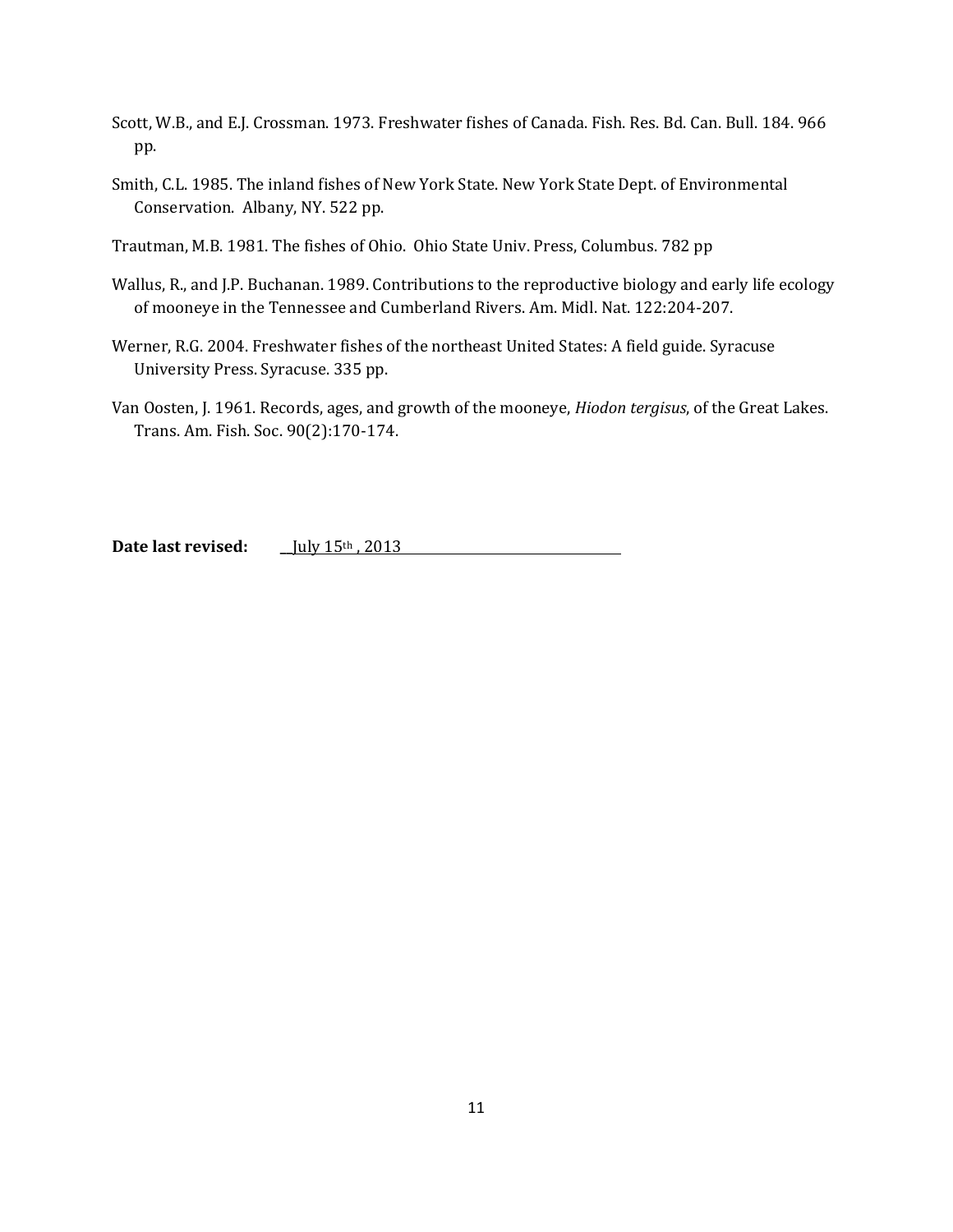Scott, W.B., and E.J. Crossman. 1973. Freshwater fishes of Canada. Fish. Res. Bd. Can. Bull. 184. 966 pp.

Smith, C.L. 1985. The inland fishes of New York State. New York State Dept. of Environmental Conservation. Albany, NY. 522 pp.

Trautman, M.B. 1981. The fishes of Ohio. Ohio State Univ. Press, Columbus. 782 pp

Wallus, R., and J.P. Buchanan. 1989. Contributions to the reproductive biology and early life ecology of mooneye in the Tennessee and Cumberland Rivers. Am. Midl. Nat. 122:204-207.

Werner, R.G. 2004. Freshwater fishes of the northeast United States: A field guide. Syracuse University Press. Syracuse. 335 pp.

Van Oosten, J. 1961. Records, ages, and growth of the mooneye, *Hiodon tergisus*, of the Great Lakes. Trans. Am. Fish. Soc. 90(2):170-174.

**Date last revised:** July 15th, 2013